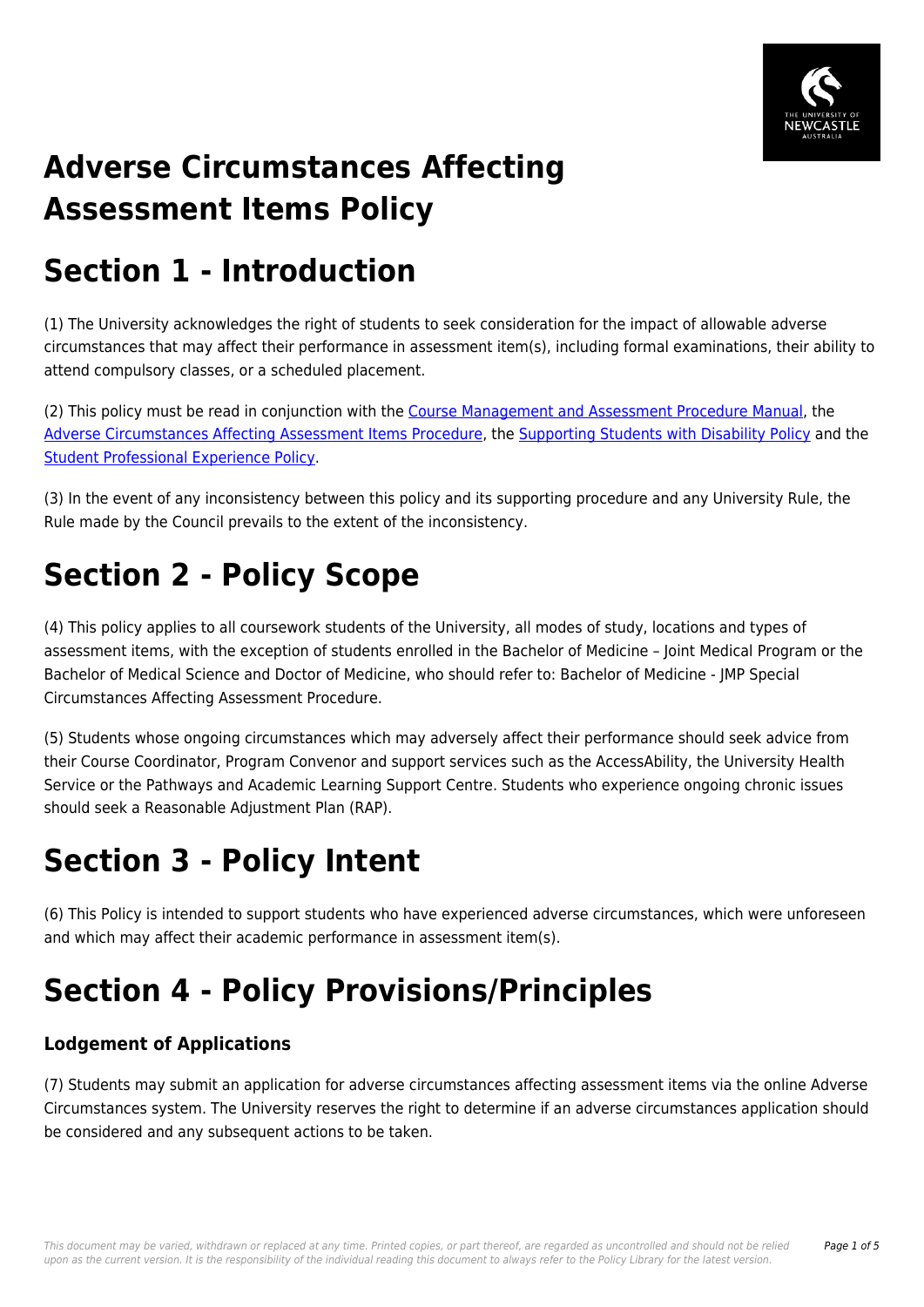# Adverse Circumstances Affecting Assessment Items Policy

# Section 1 - Introduction

(1) The University acknowledges the right of students to seek consideration for the impact of allowable adverse circumstances that may affect their performance in assessment item(s), including formal examinations, their ability to attend compulsory classes, or a scheduled placement.

(2) This policy must be read in conjunction with the Course Management and Assessment Procedure Manual, the Adverse Circumstances Affecting Assessment Items Procedure, the Supporting Students with Disability Policy and the Student Professional Experience Policy.

(3) In the event of any inconsistency between this policy and its supporting procedure and any University Rule, the Rule made by the Council prevails to the extent of the inconsistency.

# Section 2 - Policy Scope

(4) This policy applies to all coursework students of the University, all modes of study, locations and types of assessment items, with the exception of students enrolled in the Bachelor of Medicine – Joint Medical Program or the Bachelor of Medical Science and Doctor of Medicine, who should refer to: Bachelor of Medicine - JMP Special Circumstances Affecting Assessment Procedure.

(5) Students whose ongoing circumstances which may adversely affect their performance should seek advice from their Course Coordinator, Program Convenor and support services such as the AccessAbility, the University Health Service or the Pathways and Academic Learning Support Centre. Students who experience ongoing chronic issues should seek a Reasonable Adjustment Plan (RAP).

# Section 3 - Policy Intent

(6) This Policy is intended to support students who have experienced adverse circumstances, which were unforeseen and which may affect their academic performance in assessment item(s).

# Section 4 - Policy Provisions/Principles

### Lodgement of Applications

(7) Students may submit an application for adverse circumstances affecting assessment items via the online Adverse Circumstances system. The University reserves the right to determine if an adverse circumstances application should be considered and any subsequent actions to be taken.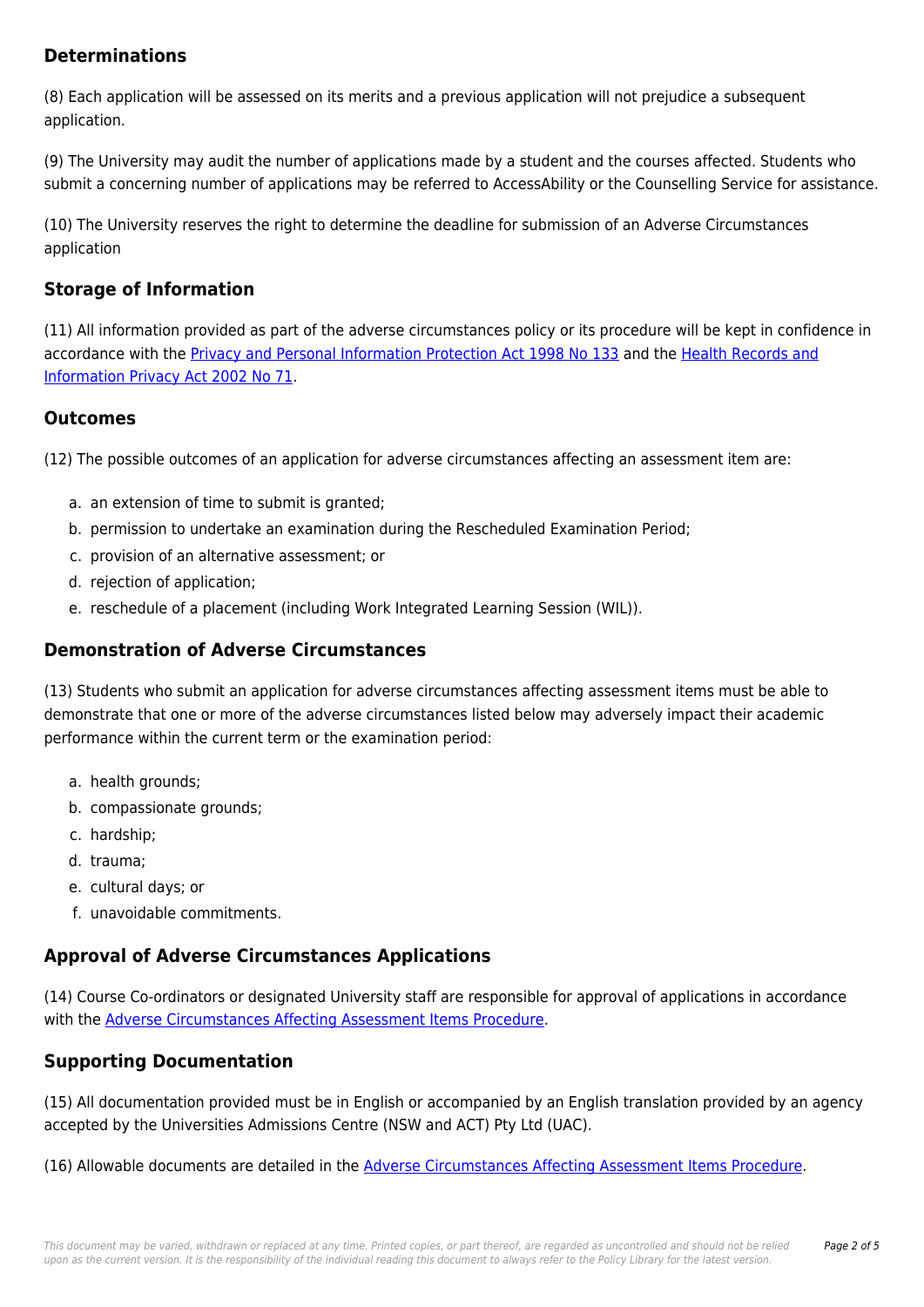## Determinations

(8) Each application will be assessed on its merits and a previous application will not prejudice a subsequent application.

(9) The University may audit the number of applications made by a student and the courses affected. Students who submit a concerning number of applications may be referred to AccessAbility or the Counselling Service for assistance.

(10) The University reserves the right to determine the deadline for submission of an Adverse Circumstances application

## Storage of Information

(11) All information provided as part of the adverse circumstances policy or its procedure will be kept in confidence in accordance with the [Privacy and Personal Information Protection Act 1998 No 133]() and the [Health Records and Information Privacy Act 2002 No 71]().

## Outcomes

(12) The possible outcomes of an application for adverse circumstances affecting an assessment item are:

a. an extension of time to submit is granted;
b. permission to undertake an examination during the Rescheduled Examination Period;
c. provision of an alternative assessment; or
d. rejection of application;
e. reschedule of a placement (including Work Integrated Learning Session (WIL)).

## Demonstration of Adverse Circumstances

(13) Students who submit an application for adverse circumstances affecting assessment items must be able to demonstrate that one or more of the adverse circumstances listed below may adversely impact their academic performance within the current term or the examination period:

a. health grounds;
b. compassionate grounds;
c. hardship;
d. trauma;
e. cultural days; or
f. unavoidable commitments.

## Approval of Adverse Circumstances Applications

(14) Course Co-ordinators or designated University staff are responsible for approval of applications in accordance with the [Adverse Circumstances Affecting Assessment Items Procedure]().

## Supporting Documentation

(15) All documentation provided must be in English or accompanied by an English translation provided by an agency accepted by the Universities Admissions Centre (NSW and ACT) Pty Ltd (UAC).

(16) Allowable documents are detailed in the [Adverse Circumstances Affecting Assessment Items Procedure]().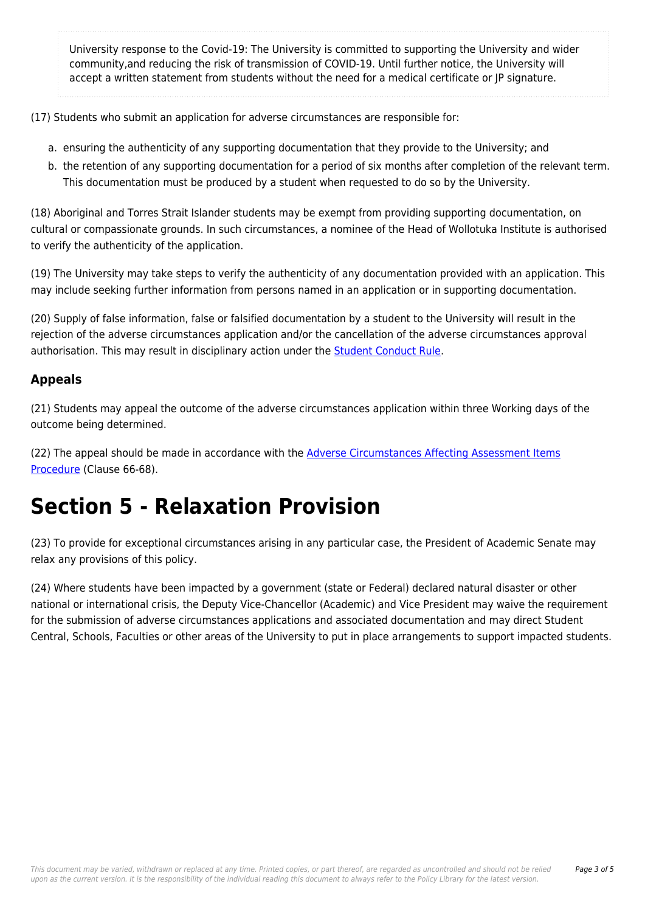> University response to the Covid-19: The University is committed to supporting the University and wider community,and reducing the risk of transmission of COVID-19. Until further notice, the University will accept a written statement from students without the need for a medical certificate or JP signature.

(17) Students who submit an application for adverse circumstances are responsible for:

a. ensuring the authenticity of any supporting documentation that they provide to the University; and
b. the retention of any supporting documentation for a period of six months after completion of the relevant term. This documentation must be produced by a student when requested to do so by the University.

(18) Aboriginal and Torres Strait Islander students may be exempt from providing supporting documentation, on cultural or compassionate grounds. In such circumstances, a nominee of the Head of Wollotuka Institute is authorised to verify the authenticity of the application.

(19) The University may take steps to verify the authenticity of any documentation provided with an application. This may include seeking further information from persons named in an application or in supporting documentation.

(20) Supply of false information, false or falsified documentation by a student to the University will result in the rejection of the adverse circumstances application and/or the cancellation of the adverse circumstances approval authorisation. This may result in disciplinary action under the Student Conduct Rule.

## Appeals

(21) Students may appeal the outcome of the adverse circumstances application within three Working days of the outcome being determined.

(22) The appeal should be made in accordance with the Adverse Circumstances Affecting Assessment Items Procedure (Clause 66-68).

# Section 5 - Relaxation Provision

(23) To provide for exceptional circumstances arising in any particular case, the President of Academic Senate may relax any provisions of this policy.

(24) Where students have been impacted by a government (state or Federal) declared natural disaster or other national or international crisis, the Deputy Vice-Chancellor (Academic) and Vice President may waive the requirement for the submission of adverse circumstances applications and associated documentation and may direct Student Central, Schools, Faculties or other areas of the University to put in place arrangements to support impacted students.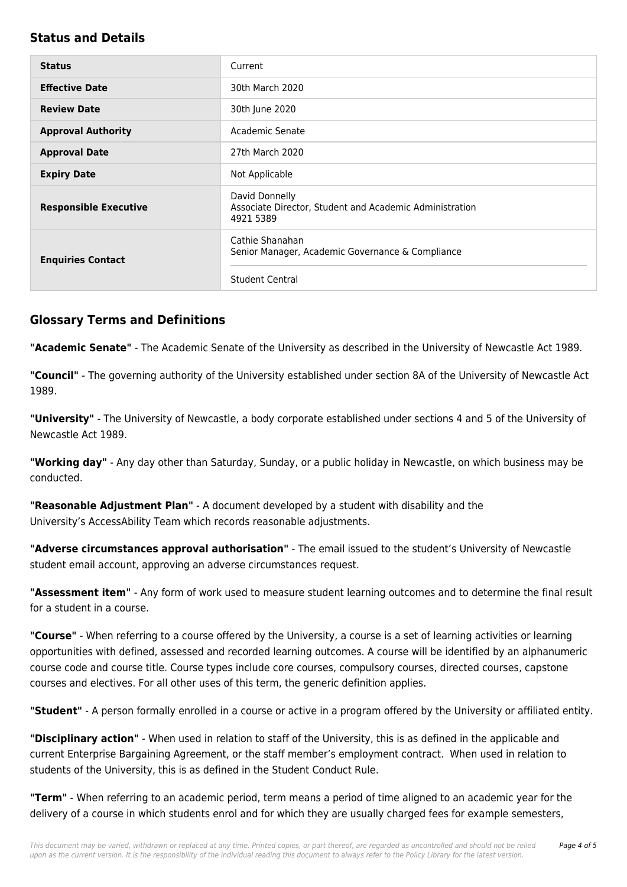## Status and Details

| | |
|---|---|
| **Status** | Current |
| **Effective Date** | 30th March 2020 |
| **Review Date** | 30th June 2020 |
| **Approval Authority** | Academic Senate |
| **Approval Date** | 27th March 2020 |
| **Expiry Date** | Not Applicable |
| **Responsible Executive** | David Donnelly<br>Associate Director, Student and Academic Administration<br>4921 5389 |
| **Enquiries Contact** | Cathie Shanahan<br>Senior Manager, Academic Governance & Compliance<br><br>Student Central |

## Glossary Terms and Definitions

**"Academic Senate"** - The Academic Senate of the University as described in the University of Newcastle Act 1989.

**"Council"** - The governing authority of the University established under section 8A of the University of Newcastle Act 1989.

**"University"** - The University of Newcastle, a body corporate established under sections 4 and 5 of the University of Newcastle Act 1989.

**"Working day"** - Any day other than Saturday, Sunday, or a public holiday in Newcastle, on which business may be conducted.

**"Reasonable Adjustment Plan"** - A document developed by a student with disability and the University's AccessAbility Team which records reasonable adjustments.

**"Adverse circumstances approval authorisation"** - The email issued to the student's University of Newcastle student email account, approving an adverse circumstances request.

**"Assessment item"** - Any form of work used to measure student learning outcomes and to determine the final result for a student in a course.

**"Course"** - When referring to a course offered by the University, a course is a set of learning activities or learning opportunities with defined, assessed and recorded learning outcomes. A course will be identified by an alphanumeric course code and course title. Course types include core courses, compulsory courses, directed courses, capstone courses and electives. For all other uses of this term, the generic definition applies.

**"Student"** - A person formally enrolled in a course or active in a program offered by the University or affiliated entity.

**"Disciplinary action"** - When used in relation to staff of the University, this is as defined in the applicable and current Enterprise Bargaining Agreement, or the staff member's employment contract. When used in relation to students of the University, this is as defined in the Student Conduct Rule.

**"Term"** - When referring to an academic period, term means a period of time aligned to an academic year for the delivery of a course in which students enrol and for which they are usually charged fees for example semesters,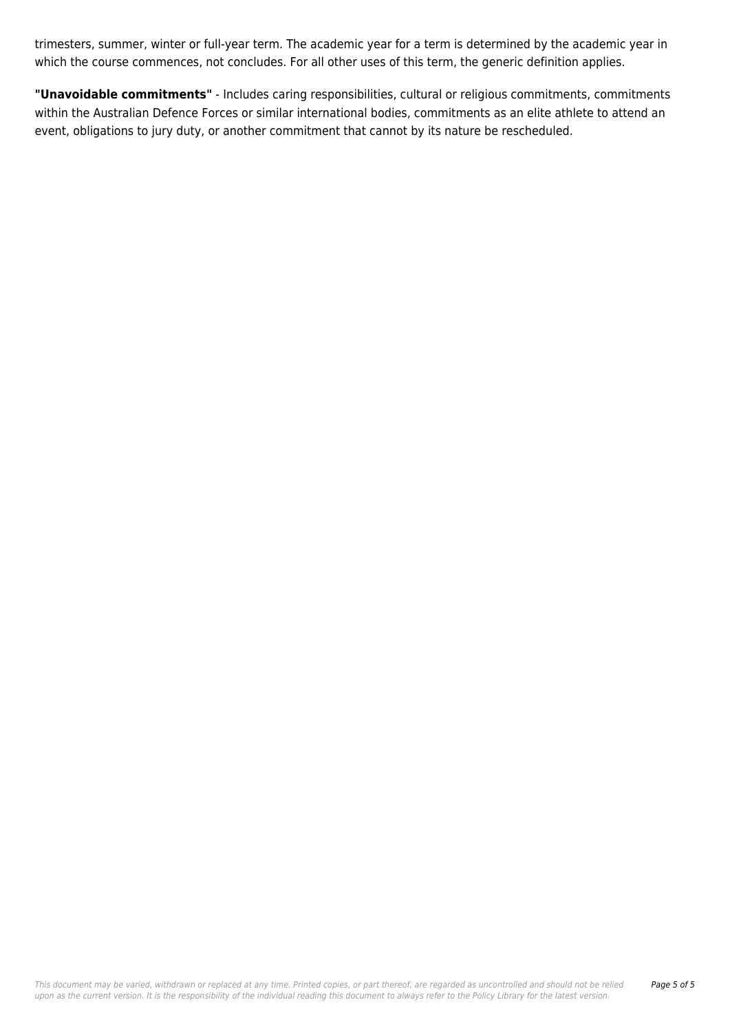trimesters, summer, winter or full-year term. The academic year for a term is determined by the academic year in which the course commences, not concludes. For all other uses of this term, the generic definition applies.

**"Unavoidable commitments"** - Includes caring responsibilities, cultural or religious commitments, commitments within the Australian Defence Forces or similar international bodies, commitments as an elite athlete to attend an event, obligations to jury duty, or another commitment that cannot by its nature be rescheduled.